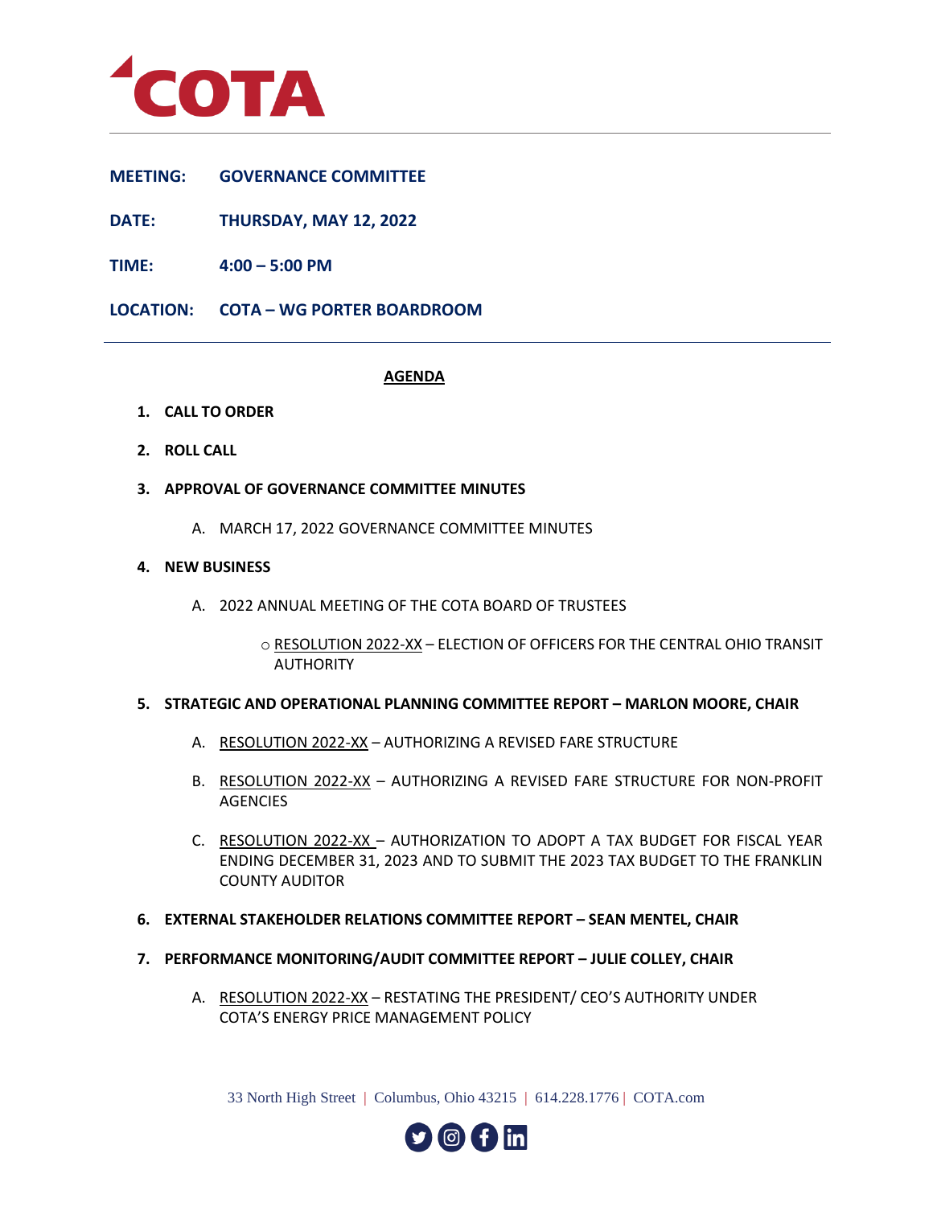# COTA

**MEETING:** GOVERNANCE COMMITTEE

**DATE:** THURSDAY, MAY 12, 2022

**TIME:** 4:00 – 5:00 PM

**LOCATION:** COTA – WG PORTER BOARDROOM

## AGENDA

1. **CALL TO ORDER**

2. **ROLL CALL**

3. **APPROVAL OF GOVERNANCE COMMITTEE MINUTES**

   A. MARCH 17, 2022 GOVERNANCE COMMITTEE MINUTES

4. **NEW BUSINESS**

   A. 2022 ANNUAL MEETING OF THE COTA BOARD OF TRUSTEES

      - RESOLUTION 2022-XX – ELECTION OF OFFICERS FOR THE CENTRAL OHIO TRANSIT AUTHORITY

5. **STRATEGIC AND OPERATIONAL PLANNING COMMITTEE REPORT – MARLON MOORE, CHAIR**

   A. RESOLUTION 2022-XX – AUTHORIZING A REVISED FARE STRUCTURE

   B. RESOLUTION 2022-XX – AUTHORIZING A REVISED FARE STRUCTURE FOR NON-PROFIT AGENCIES

   C. RESOLUTION 2022-XX – AUTHORIZATION TO ADOPT A TAX BUDGET FOR FISCAL YEAR ENDING DECEMBER 31, 2023 AND TO SUBMIT THE 2023 TAX BUDGET TO THE FRANKLIN COUNTY AUDITOR

6. **EXTERNAL STAKEHOLDER RELATIONS COMMITTEE REPORT – SEAN MENTEL, CHAIR**

7. **PERFORMANCE MONITORING/AUDIT COMMITTEE REPORT – JULIE COLLEY, CHAIR**

   A. RESOLUTION 2022-XX – RESTATING THE PRESIDENT/ CEO'S AUTHORITY UNDER COTA'S ENERGY PRICE MANAGEMENT POLICY

33 North High Street | Columbus, Ohio 43215 | 614.228.1776 | COTA.com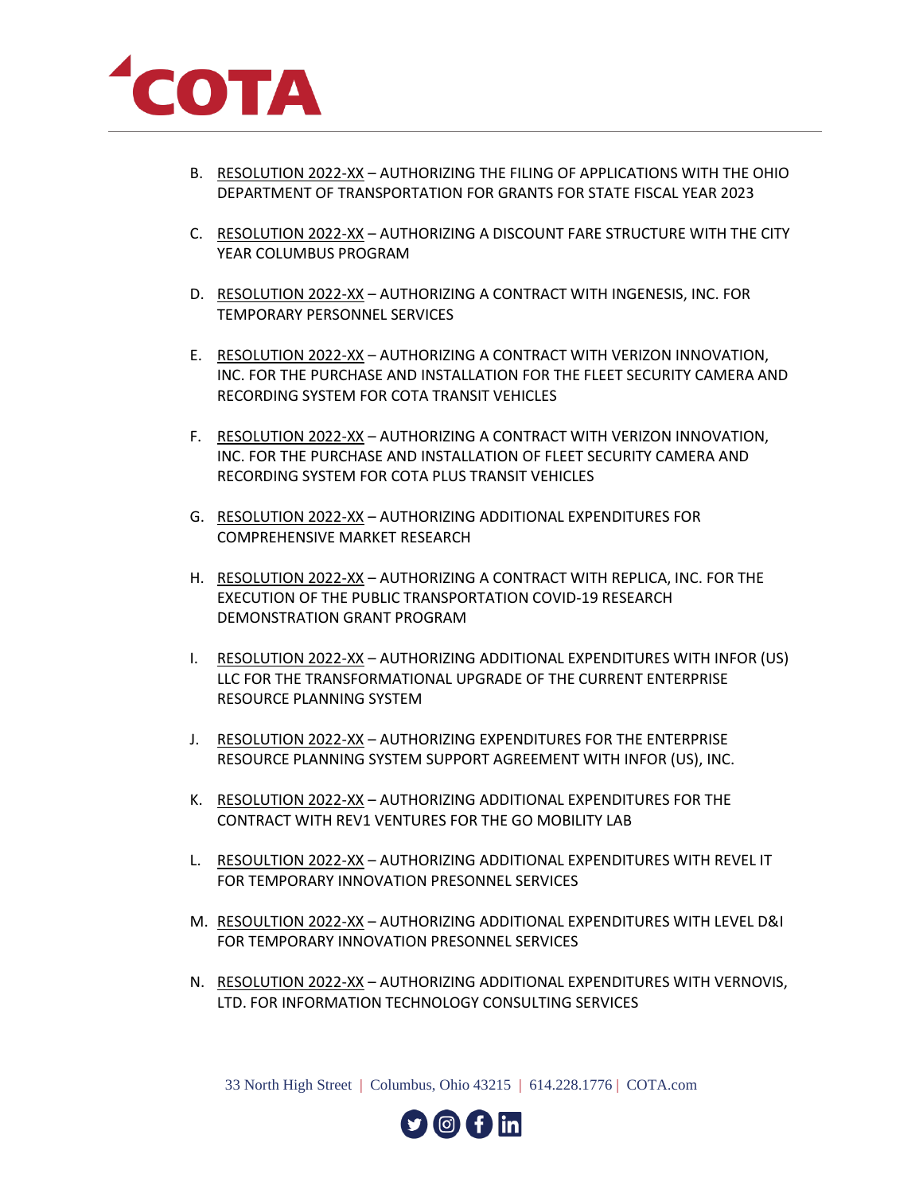B. RESOLUTION 2022-XX – AUTHORIZING THE FILING OF APPLICATIONS WITH THE OHIO DEPARTMENT OF TRANSPORTATION FOR GRANTS FOR STATE FISCAL YEAR 2023

C. RESOLUTION 2022-XX – AUTHORIZING A DISCOUNT FARE STRUCTURE WITH THE CITY YEAR COLUMBUS PROGRAM

D. RESOLUTION 2022-XX – AUTHORIZING A CONTRACT WITH INGENESIS, INC. FOR TEMPORARY PERSONNEL SERVICES

E. RESOLUTION 2022-XX – AUTHORIZING A CONTRACT WITH VERIZON INNOVATION, INC. FOR THE PURCHASE AND INSTALLATION FOR THE FLEET SECURITY CAMERA AND RECORDING SYSTEM FOR COTA TRANSIT VEHICLES

F. RESOLUTION 2022-XX – AUTHORIZING A CONTRACT WITH VERIZON INNOVATION, INC. FOR THE PURCHASE AND INSTALLATION OF FLEET SECURITY CAMERA AND RECORDING SYSTEM FOR COTA PLUS TRANSIT VEHICLES

G. RESOLUTION 2022-XX – AUTHORIZING ADDITIONAL EXPENDITURES FOR COMPREHENSIVE MARKET RESEARCH

H. RESOLUTION 2022-XX – AUTHORIZING A CONTRACT WITH REPLICA, INC. FOR THE EXECUTION OF THE PUBLIC TRANSPORTATION COVID-19 RESEARCH DEMONSTRATION GRANT PROGRAM

I. RESOLUTION 2022-XX – AUTHORIZING ADDITIONAL EXPENDITURES WITH INFOR (US) LLC FOR THE TRANSFORMATIONAL UPGRADE OF THE CURRENT ENTERPRISE RESOURCE PLANNING SYSTEM

J. RESOLUTION 2022-XX – AUTHORIZING EXPENDITURES FOR THE ENTERPRISE RESOURCE PLANNING SYSTEM SUPPORT AGREEMENT WITH INFOR (US), INC.

K. RESOLUTION 2022-XX – AUTHORIZING ADDITIONAL EXPENDITURES FOR THE CONTRACT WITH REV1 VENTURES FOR THE GO MOBILITY LAB

L. RESOULTION 2022-XX – AUTHORIZING ADDITIONAL EXPENDITURES WITH REVEL IT FOR TEMPORARY INNOVATION PRESONNEL SERVICES

M. RESOULTION 2022-XX – AUTHORIZING ADDITIONAL EXPENDITURES WITH LEVEL D&I FOR TEMPORARY INNOVATION PRESONNEL SERVICES

N. RESOLUTION 2022-XX – AUTHORIZING ADDITIONAL EXPENDITURES WITH VERNOVIS, LTD. FOR INFORMATION TECHNOLOGY CONSULTING SERVICES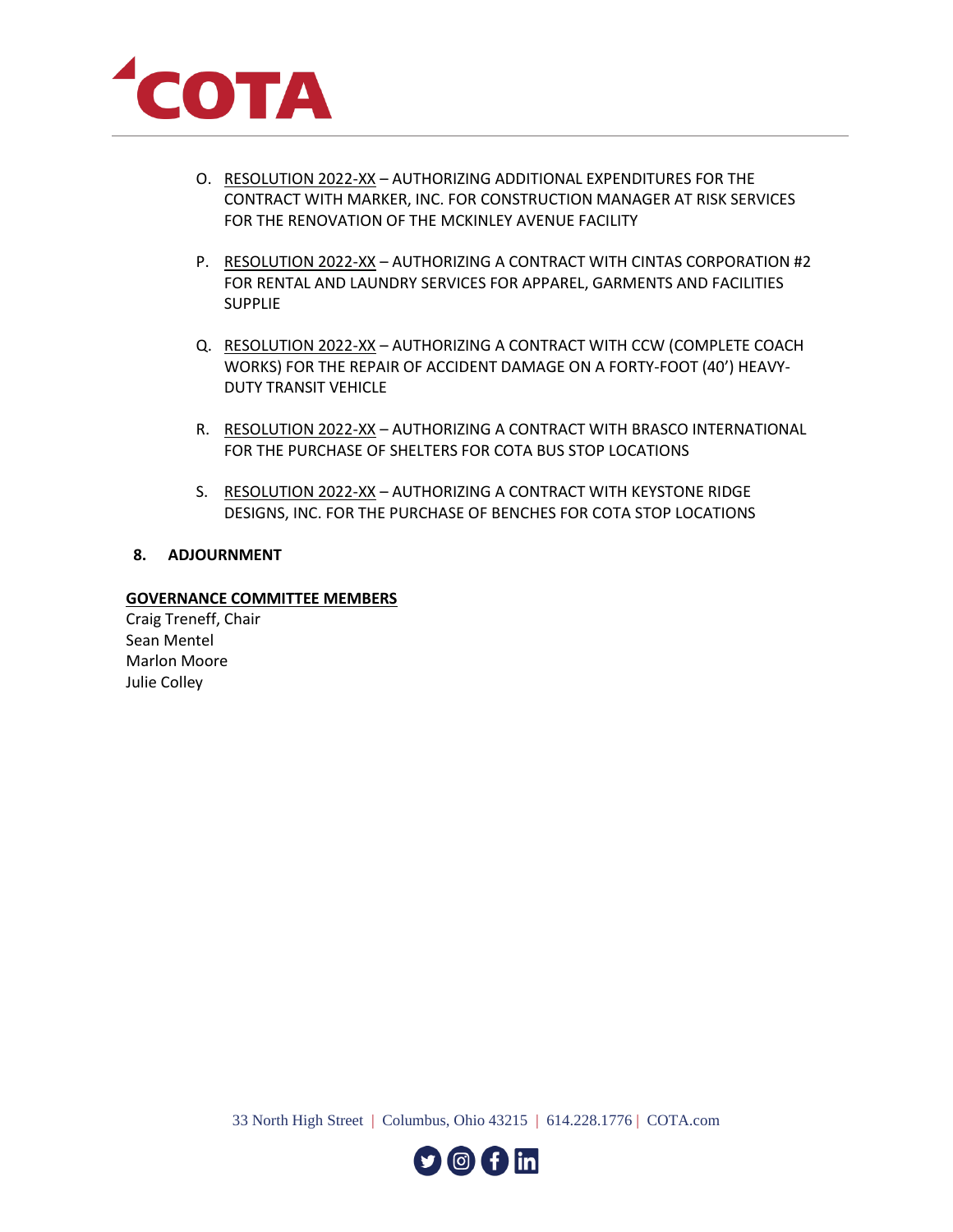O. RESOLUTION 2022-XX – AUTHORIZING ADDITIONAL EXPENDITURES FOR THE CONTRACT WITH MARKER, INC. FOR CONSTRUCTION MANAGER AT RISK SERVICES FOR THE RENOVATION OF THE MCKINLEY AVENUE FACILITY

P. RESOLUTION 2022-XX – AUTHORIZING A CONTRACT WITH CINTAS CORPORATION #2 FOR RENTAL AND LAUNDRY SERVICES FOR APPAREL, GARMENTS AND FACILITIES SUPPLIE

Q. RESOLUTION 2022-XX – AUTHORIZING A CONTRACT WITH CCW (COMPLETE COACH WORKS) FOR THE REPAIR OF ACCIDENT DAMAGE ON A FORTY-FOOT (40') HEAVY-DUTY TRANSIT VEHICLE

R. RESOLUTION 2022-XX – AUTHORIZING A CONTRACT WITH BRASCO INTERNATIONAL FOR THE PURCHASE OF SHELTERS FOR COTA BUS STOP LOCATIONS

S. RESOLUTION 2022-XX – AUTHORIZING A CONTRACT WITH KEYSTONE RIDGE DESIGNS, INC. FOR THE PURCHASE OF BENCHES FOR COTA STOP LOCATIONS

## 8. ADJOURNMENT

**GOVERNANCE COMMITTEE MEMBERS**

Craig Treneff, Chair
Sean Mentel
Marlon Moore
Julie Colley